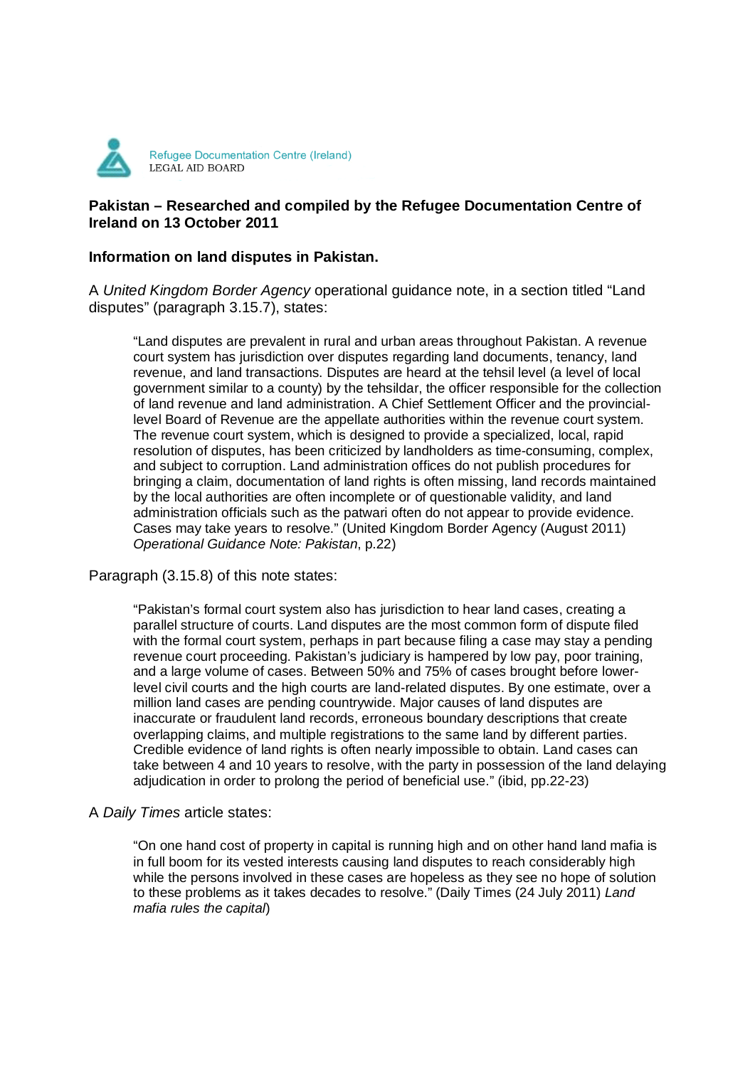Refugee Documentation Centre (Ireland)
LEGAL AID BOARD

**Pakistan – Researched and compiled by the Refugee Documentation Centre of Ireland on 13 October 2011**

**Information on land disputes in Pakistan.**

A *United Kingdom Border Agency* operational guidance note, in a section titled "Land disputes" (paragraph 3.15.7), states:

> "Land disputes are prevalent in rural and urban areas throughout Pakistan. A revenue court system has jurisdiction over disputes regarding land documents, tenancy, land revenue, and land transactions. Disputes are heard at the tehsil level (a level of local government similar to a county) by the tehsildar, the officer responsible for the collection of land revenue and land administration. A Chief Settlement Officer and the provincial-level Board of Revenue are the appellate authorities within the revenue court system. The revenue court system, which is designed to provide a specialized, local, rapid resolution of disputes, has been criticized by landholders as time-consuming, complex, and subject to corruption. Land administration offices do not publish procedures for bringing a claim, documentation of land rights is often missing, land records maintained by the local authorities are often incomplete or of questionable validity, and land administration officials such as the patwari often do not appear to provide evidence. Cases may take years to resolve." (United Kingdom Border Agency (August 2011) *Operational Guidance Note: Pakistan*, p.22)

Paragraph (3.15.8) of this note states:

> "Pakistan's formal court system also has jurisdiction to hear land cases, creating a parallel structure of courts. Land disputes are the most common form of dispute filed with the formal court system, perhaps in part because filing a case may stay a pending revenue court proceeding. Pakistan's judiciary is hampered by low pay, poor training, and a large volume of cases. Between 50% and 75% of cases brought before lower-level civil courts and the high courts are land-related disputes. By one estimate, over a million land cases are pending countrywide. Major causes of land disputes are inaccurate or fraudulent land records, erroneous boundary descriptions that create overlapping claims, and multiple registrations to the same land by different parties. Credible evidence of land rights is often nearly impossible to obtain. Land cases can take between 4 and 10 years to resolve, with the party in possession of the land delaying adjudication in order to prolong the period of beneficial use." (ibid, pp.22-23)

A *Daily Times* article states:

> "On one hand cost of property in capital is running high and on other hand land mafia is in full boom for its vested interests causing land disputes to reach considerably high while the persons involved in these cases are hopeless as they see no hope of solution to these problems as it takes decades to resolve." (Daily Times (24 July 2011) *Land mafia rules the capital*)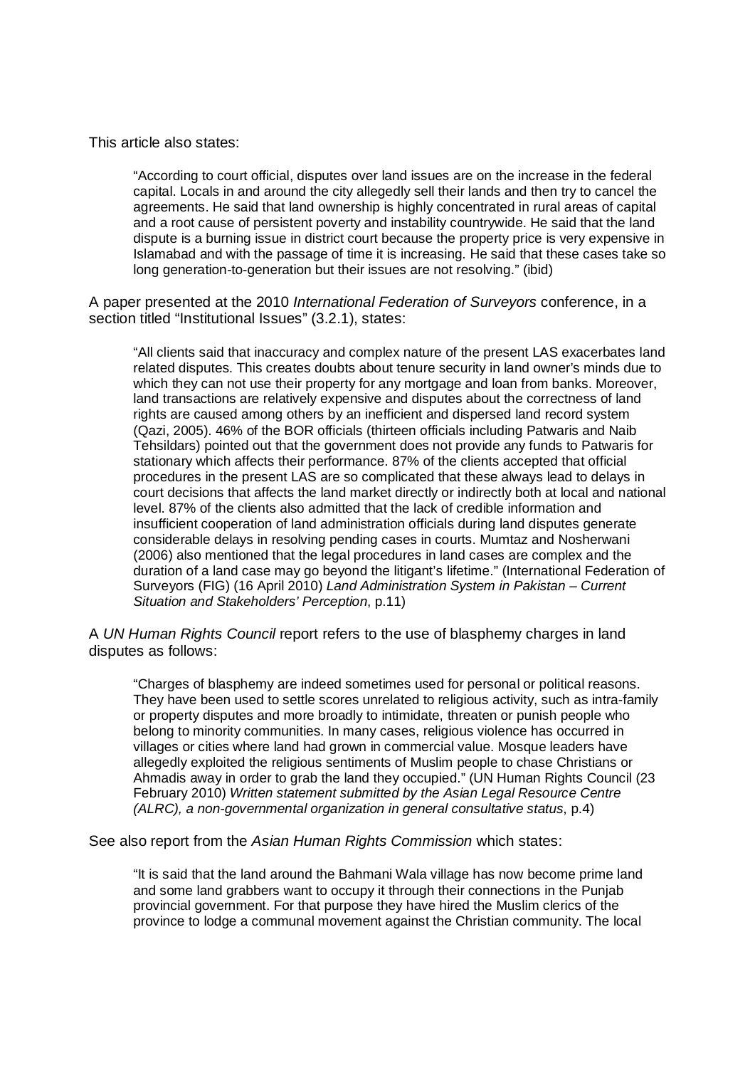This article also states:

> "According to court official, disputes over land issues are on the increase in the federal capital. Locals in and around the city allegedly sell their lands and then try to cancel the agreements. He said that land ownership is highly concentrated in rural areas of capital and a root cause of persistent poverty and instability countrywide. He said that the land dispute is a burning issue in district court because the property price is very expensive in Islamabad and with the passage of time it is increasing. He said that these cases take so long generation-to-generation but their issues are not resolving." (ibid)

A paper presented at the 2010 *International Federation of Surveyors* conference, in a section titled "Institutional Issues" (3.2.1), states:

> "All clients said that inaccuracy and complex nature of the present LAS exacerbates land related disputes. This creates doubts about tenure security in land owner's minds due to which they can not use their property for any mortgage and loan from banks. Moreover, land transactions are relatively expensive and disputes about the correctness of land rights are caused among others by an inefficient and dispersed land record system (Qazi, 2005). 46% of the BOR officials (thirteen officials including Patwaris and Naib Tehsildars) pointed out that the government does not provide any funds to Patwaris for stationary which affects their performance. 87% of the clients accepted that official procedures in the present LAS are so complicated that these always lead to delays in court decisions that affects the land market directly or indirectly both at local and national level. 87% of the clients also admitted that the lack of credible information and insufficient cooperation of land administration officials during land disputes generate considerable delays in resolving pending cases in courts. Mumtaz and Nosherwani (2006) also mentioned that the legal procedures in land cases are complex and the duration of a land case may go beyond the litigant's lifetime." (International Federation of Surveyors (FIG) (16 April 2010) *Land Administration System in Pakistan – Current Situation and Stakeholders' Perception*, p.11)

A *UN Human Rights Council* report refers to the use of blasphemy charges in land disputes as follows:

> "Charges of blasphemy are indeed sometimes used for personal or political reasons. They have been used to settle scores unrelated to religious activity, such as intra-family or property disputes and more broadly to intimidate, threaten or punish people who belong to minority communities. In many cases, religious violence has occurred in villages or cities where land had grown in commercial value. Mosque leaders have allegedly exploited the religious sentiments of Muslim people to chase Christians or Ahmadis away in order to grab the land they occupied." (UN Human Rights Council (23 February 2010) *Written statement submitted by the Asian Legal Resource Centre (ALRC), a non-governmental organization in general consultative status*, p.4)

See also report from the *Asian Human Rights Commission* which states:

> "It is said that the land around the Bahmani Wala village has now become prime land and some land grabbers want to occupy it through their connections in the Punjab provincial government. For that purpose they have hired the Muslim clerics of the province to lodge a communal movement against the Christian community. The local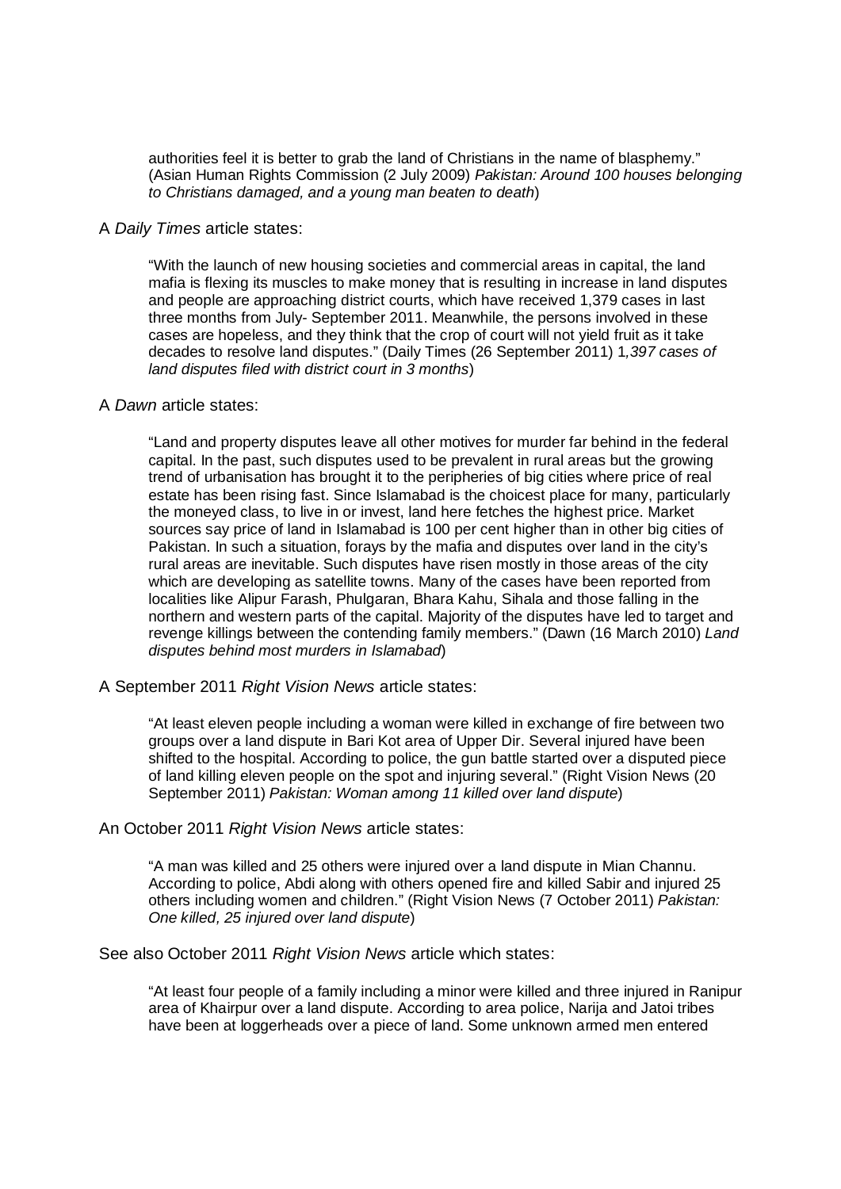> authorities feel it is better to grab the land of Christians in the name of blasphemy." (Asian Human Rights Commission (2 July 2009) *Pakistan: Around 100 houses belonging to Christians damaged, and a young man beaten to death*)

A *Daily Times* article states:

> "With the launch of new housing societies and commercial areas in capital, the land mafia is flexing its muscles to make money that is resulting in increase in land disputes and people are approaching district courts, which have received 1,379 cases in last three months from July- September 2011. Meanwhile, the persons involved in these cases are hopeless, and they think that the crop of court will not yield fruit as it take decades to resolve land disputes." (Daily Times (26 September 2011) 1*,397 cases of land disputes filed with district court in 3 months*)

A *Dawn* article states:

> "Land and property disputes leave all other motives for murder far behind in the federal capital. In the past, such disputes used to be prevalent in rural areas but the growing trend of urbanisation has brought it to the peripheries of big cities where price of real estate has been rising fast. Since Islamabad is the choicest place for many, particularly the moneyed class, to live in or invest, land here fetches the highest price. Market sources say price of land in Islamabad is 100 per cent higher than in other big cities of Pakistan. In such a situation, forays by the mafia and disputes over land in the city's rural areas are inevitable. Such disputes have risen mostly in those areas of the city which are developing as satellite towns. Many of the cases have been reported from localities like Alipur Farash, Phulgaran, Bhara Kahu, Sihala and those falling in the northern and western parts of the capital. Majority of the disputes have led to target and revenge killings between the contending family members." (Dawn (16 March 2010) *Land disputes behind most murders in Islamabad*)

A September 2011 *Right Vision News* article states:

> "At least eleven people including a woman were killed in exchange of fire between two groups over a land dispute in Bari Kot area of Upper Dir. Several injured have been shifted to the hospital. According to police, the gun battle started over a disputed piece of land killing eleven people on the spot and injuring several." (Right Vision News (20 September 2011) *Pakistan: Woman among 11 killed over land dispute*)

An October 2011 *Right Vision News* article states:

> "A man was killed and 25 others were injured over a land dispute in Mian Channu. According to police, Abdi along with others opened fire and killed Sabir and injured 25 others including women and children." (Right Vision News (7 October 2011) *Pakistan: One killed, 25 injured over land dispute*)

See also October 2011 *Right Vision News* article which states:

> "At least four people of a family including a minor were killed and three injured in Ranipur area of Khairpur over a land dispute. According to area police, Narija and Jatoi tribes have been at loggerheads over a piece of land. Some unknown armed men entered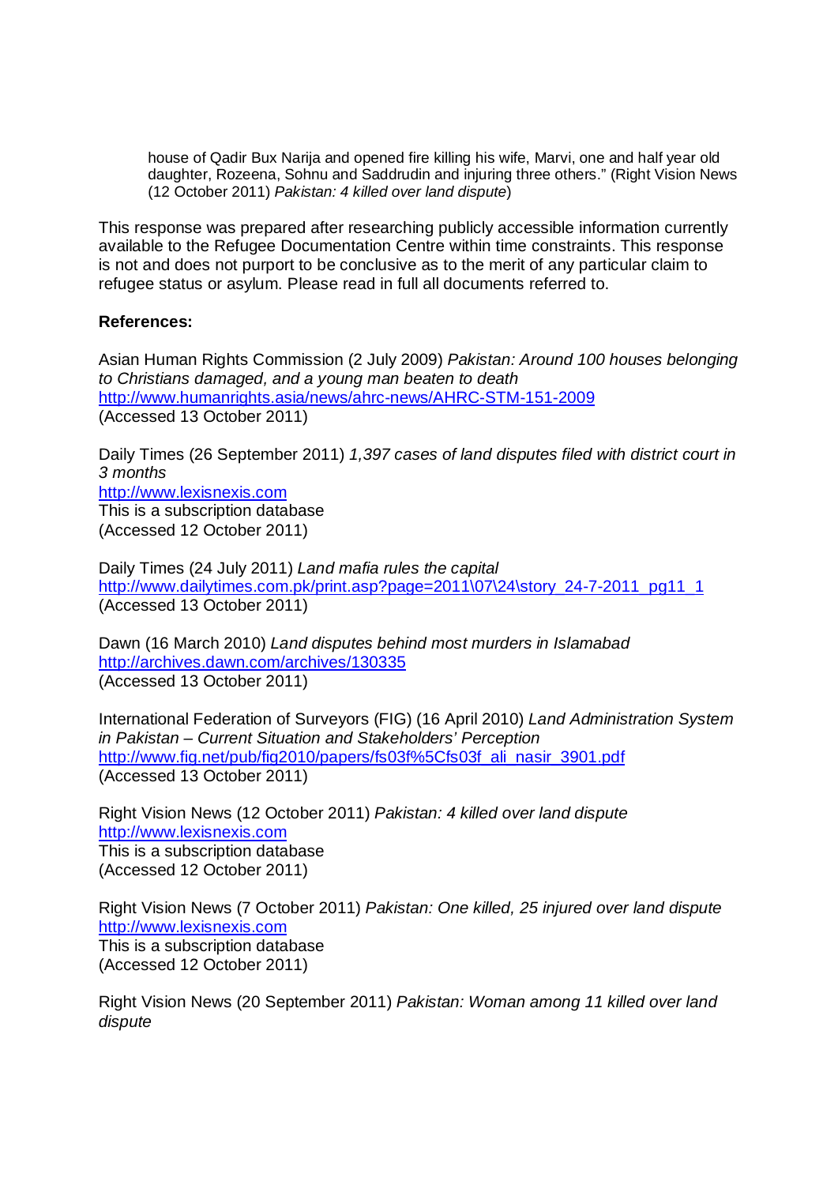> house of Qadir Bux Narija and opened fire killing his wife, Marvi, one and half year old daughter, Rozeena, Sohnu and Saddrudin and injuring three others." (Right Vision News (12 October 2011) *Pakistan: 4 killed over land dispute*)

This response was prepared after researching publicly accessible information currently available to the Refugee Documentation Centre within time constraints. This response is not and does not purport to be conclusive as to the merit of any particular claim to refugee status or asylum. Please read in full all documents referred to.

**References:**

Asian Human Rights Commission (2 July 2009) *Pakistan: Around 100 houses belonging to Christians damaged, and a young man beaten to death*
http://www.humanrights.asia/news/ahrc-news/AHRC-STM-151-2009
(Accessed 13 October 2011)

Daily Times (26 September 2011) *1,397 cases of land disputes filed with district court in 3 months*
http://www.lexisnexis.com
This is a subscription database
(Accessed 12 October 2011)

Daily Times (24 July 2011) *Land mafia rules the capital*
http://www.dailytimes.com.pk/print.asp?page=2011\07\24\story_24-7-2011_pg11_1
(Accessed 13 October 2011)

Dawn (16 March 2010) *Land disputes behind most murders in Islamabad*
http://archives.dawn.com/archives/130335
(Accessed 13 October 2011)

International Federation of Surveyors (FIG) (16 April 2010) *Land Administration System in Pakistan – Current Situation and Stakeholders' Perception*
http://www.fig.net/pub/fig2010/papers/fs03f%5Cfs03f_ali_nasir_3901.pdf
(Accessed 13 October 2011)

Right Vision News (12 October 2011) *Pakistan: 4 killed over land dispute*
http://www.lexisnexis.com
This is a subscription database
(Accessed 12 October 2011)

Right Vision News (7 October 2011) *Pakistan: One killed, 25 injured over land dispute*
http://www.lexisnexis.com
This is a subscription database
(Accessed 12 October 2011)

Right Vision News (20 September 2011) *Pakistan: Woman among 11 killed over land dispute*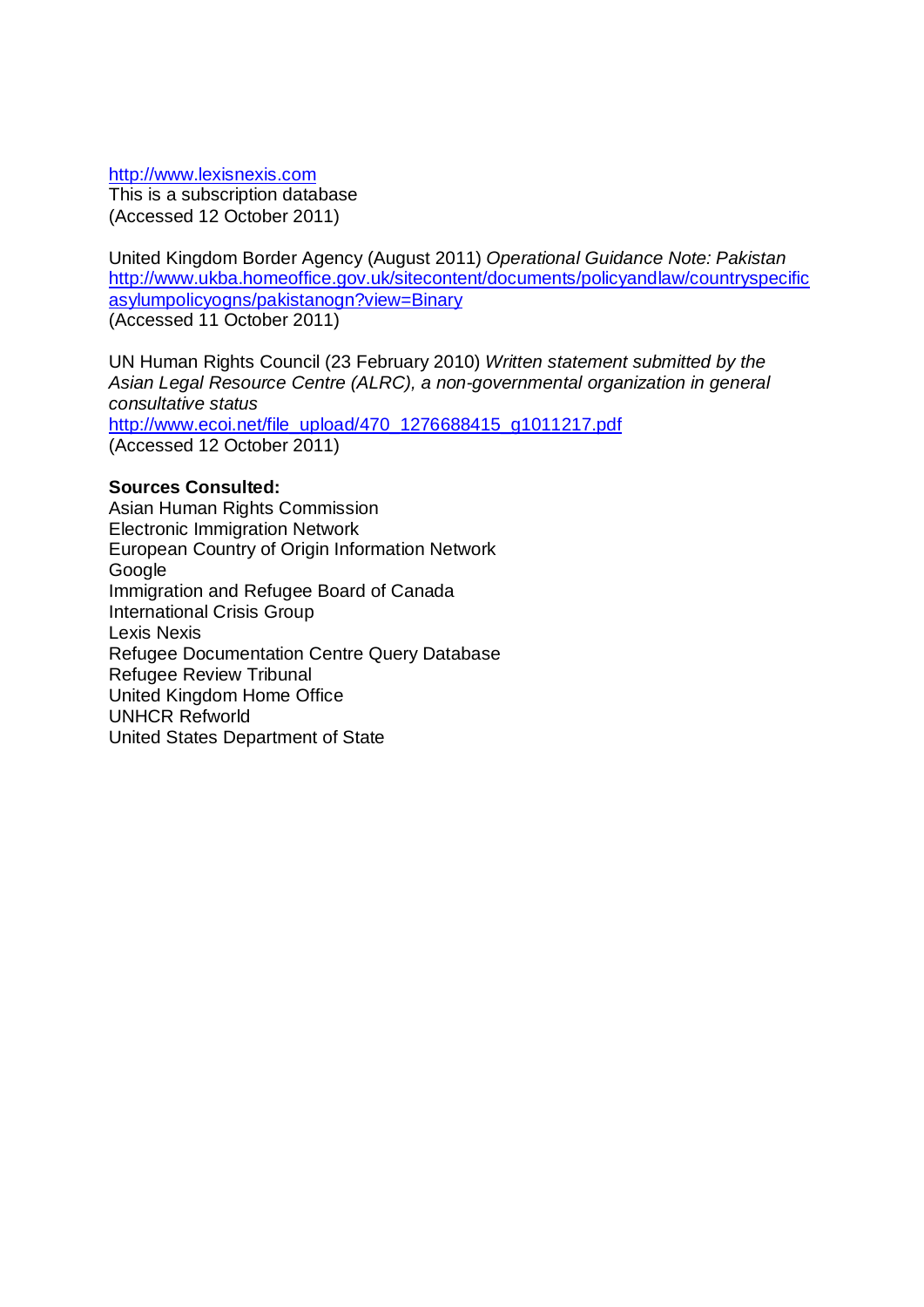http://www.lexisnexis.com
This is a subscription database
(Accessed 12 October 2011)

United Kingdom Border Agency (August 2011) *Operational Guidance Note: Pakistan*
http://www.ukba.homeoffice.gov.uk/sitecontent/documents/policyandlaw/countryspecificasylumpolicyogns/pakistanogn?view=Binary
(Accessed 11 October 2011)

UN Human Rights Council (23 February 2010) *Written statement submitted by the Asian Legal Resource Centre (ALRC), a non-governmental organization in general consultative status*
http://www.ecoi.net/file_upload/470_1276688415_g1011217.pdf
(Accessed 12 October 2011)

**Sources Consulted:**
Asian Human Rights Commission
Electronic Immigration Network
European Country of Origin Information Network
Google
Immigration and Refugee Board of Canada
International Crisis Group
Lexis Nexis
Refugee Documentation Centre Query Database
Refugee Review Tribunal
United Kingdom Home Office
UNHCR Refworld
United States Department of State